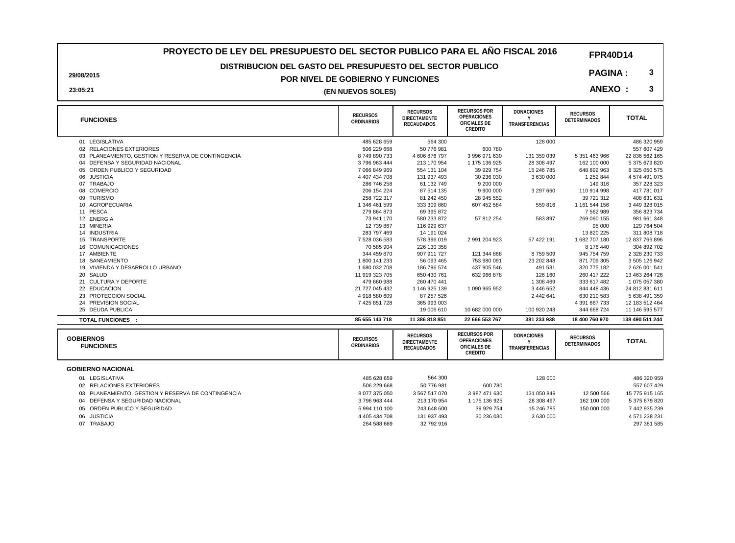# PROYECTO DE LEY DEL PRESUPUESTO DEL SECTOR PUBLICO PARA EL AÑO FISCAL 2016

**FPR40D14**

## DISTRIBUCION DEL GASTO DEL PRESUPUESTO DEL SECTOR PUBLICO

## POR NIVEL DE GOBIERNO Y FUNCIONES

**(EN NUEVOS SOLES)**

29/08/2015

23:05:21

**PAGINA : 3**

**ANEXO : 3**

| FUNCIONES | RECURSOS ORDINARIOS | RECURSOS DIRECTAMENTE RECAUDADOS | RECURSOS POR OPERACIONES OFICIALES DE CREDITO | DONACIONES Y TRANSFERENCIAS | RECURSOS DETERMINADOS | TOTAL |
|---|---|---|---|---|---|---|
| 01 LEGISLATIVA | 485 628 659 | 564 300 | | 128 000 | | 486 320 959 |
| 02 RELACIONES EXTERIORES | 506 229 668 | 50 776 981 | 600 780 | | | 557 607 429 |
| 03 PLANEAMIENTO, GESTION Y RESERVA DE CONTINGENCIA | 8 749 890 733 | 4 606 876 797 | 3 996 971 630 | 131 359 039 | 5 351 463 966 | 22 836 562 165 |
| 04 DEFENSA Y SEGURIDAD NACIONAL | 3 796 963 444 | 213 170 954 | 1 175 136 925 | 28 308 497 | 162 100 000 | 5 375 679 820 |
| 05 ORDEN PUBLICO Y SEGURIDAD | 7 066 849 969 | 554 131 104 | 39 929 754 | 15 246 785 | 648 892 963 | 8 325 050 575 |
| 06 JUSTICIA | 4 407 434 708 | 131 937 493 | 30 236 030 | 3 630 000 | 1 252 844 | 4 574 491 075 |
| 07 TRABAJO | 286 746 258 | 61 132 749 | 9 200 000 | | 149 316 | 357 228 323 |
| 08 COMERCIO | 206 154 224 | 87 514 135 | 9 900 000 | 3 297 660 | 110 914 998 | 417 781 017 |
| 09 TURISMO | 258 722 317 | 81 242 450 | 28 945 552 | | 39 721 312 | 408 631 631 |
| 10 AGROPECUARIA | 1 346 461 599 | 333 309 860 | 607 452 584 | 559 816 | 1 161 544 156 | 3 449 328 015 |
| 11 PESCA | 279 864 873 | 69 395 872 | | | 7 562 989 | 356 823 734 |
| 12 ENERGIA | 73 941 170 | 580 233 872 | 57 812 254 | 583 897 | 269 090 155 | 981 661 348 |
| 13 MINERIA | 12 739 867 | 116 929 637 | | | 95 000 | 129 764 504 |
| 14 INDUSTRIA | 283 797 469 | 14 191 024 | | | 13 820 225 | 311 808 718 |
| 15 TRANSPORTE | 7 528 036 583 | 578 396 019 | 2 991 204 923 | 57 422 191 | 1 682 707 180 | 12 837 766 896 |
| 16 COMUNICACIONES | 70 585 904 | 226 130 358 | | | 8 176 440 | 304 892 702 |
| 17 AMBIENTE | 344 459 870 | 907 911 727 | 121 344 868 | 8 759 509 | 945 754 759 | 2 328 230 733 |
| 18 SANEAMIENTO | 1 800 141 233 | 56 093 465 | 753 980 091 | 23 202 848 | 871 709 305 | 3 505 126 942 |
| 19 VIVIENDA Y DESARROLLO URBANO | 1 680 032 708 | 186 796 574 | 437 905 546 | 491 531 | 320 775 182 | 2 626 001 541 |
| 20 SALUD | 11 919 323 705 | 650 430 761 | 632 966 878 | 126 160 | 260 417 222 | 13 463 264 726 |
| 21 CULTURA Y DEPORTE | 479 660 988 | 260 470 441 | | 1 308 469 | 333 617 482 | 1 075 057 380 |
| 22 EDUCACION | 21 727 045 432 | 1 146 925 139 | 1 090 965 952 | 3 446 652 | 844 448 436 | 24 812 831 611 |
| 23 PROTECCION SOCIAL | 4 918 580 609 | 87 257 526 | | 2 442 641 | 630 210 583 | 5 638 491 359 |
| 24 PREVISION SOCIAL | 7 425 851 728 | 365 993 003 | | | 4 391 667 733 | 12 183 512 464 |
| 25 DEUDA PUBLICA | | 19 006 610 | 10 682 000 000 | 100 920 243 | 344 668 724 | 11 146 595 577 |
| **TOTAL FUNCIONES :** | **85 655 143 718** | **11 386 818 851** | **22 666 553 767** | **381 233 938** | **18 400 760 970** | **138 490 511 244** |

| GOBIERNOS / FUNCIONES | RECURSOS ORDINARIOS | RECURSOS DIRECTAMENTE RECAUDADOS | RECURSOS POR OPERACIONES OFICIALES DE CREDITO | DONACIONES Y TRANSFERENCIAS | RECURSOS DETERMINADOS | TOTAL |
|---|---|---|---|---|---|---|
| **GOBIERNO NACIONAL** | | | | | | |
| 01 LEGISLATIVA | 485 628 659 | 564 300 | | 128 000 | | 486 320 959 |
| 02 RELACIONES EXTERIORES | 506 229 668 | 50 776 981 | 600 780 | | | 557 607 429 |
| 03 PLANEAMIENTO, GESTION Y RESERVA DE CONTINGENCIA | 8 077 375 050 | 3 567 517 070 | 3 987 471 630 | 131 050 849 | 12 500 566 | 15 775 915 165 |
| 04 DEFENSA Y SEGURIDAD NACIONAL | 3 796 963 444 | 213 170 954 | 1 175 136 925 | 28 308 497 | 162 100 000 | 5 375 679 820 |
| 05 ORDEN PUBLICO Y SEGURIDAD | 6 994 110 100 | 243 648 600 | 39 929 754 | 15 246 785 | 150 000 000 | 7 442 935 239 |
| 06 JUSTICIA | 4 405 434 708 | 131 937 493 | 30 236 030 | 3 630 000 | | 4 571 238 231 |
| 07 TRABAJO | 264 588 669 | 32 792 916 | | | | 297 381 585 |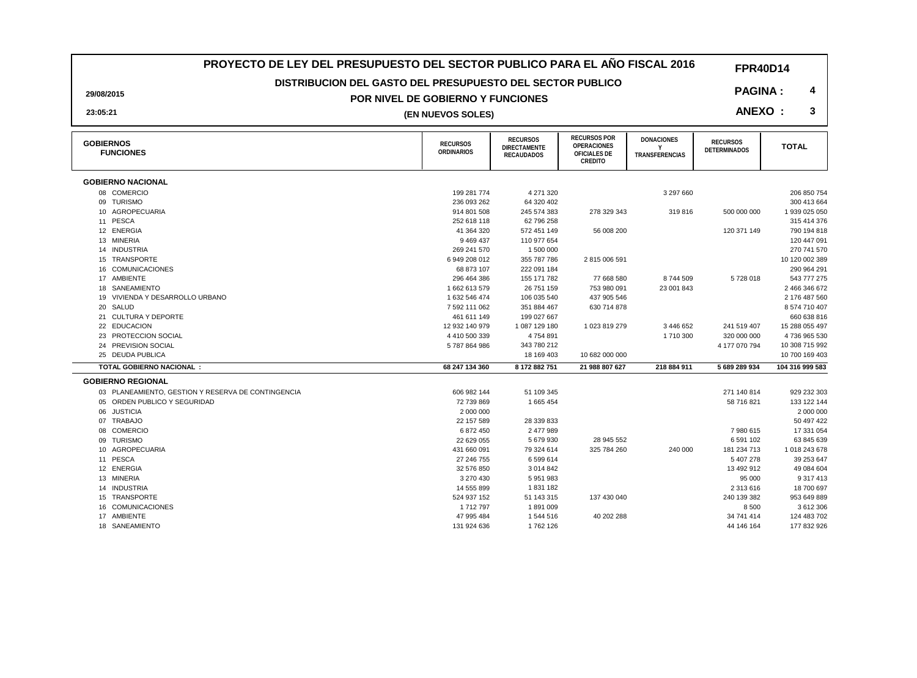# PROYECTO DE LEY DEL PRESUPUESTO DEL SECTOR PUBLICO PARA EL AÑO FISCAL 2016

**FPR40D14**

## DISTRIBUCION DEL GASTO DEL PRESUPUESTO DEL SECTOR PUBLICO

## POR NIVEL DE GOBIERNO Y FUNCIONES

**(EN NUEVOS SOLES)**

29/08/2015

23:05:21

**PAGINA : 4**

**ANEXO : 3**

| GOBIERNOS FUNCIONES | RECURSOS ORDINARIOS | RECURSOS DIRECTAMENTE RECAUDADOS | RECURSOS POR OPERACIONES OFICIALES DE CREDITO | DONACIONES Y TRANSFERENCIAS | RECURSOS DETERMINADOS | TOTAL |
|---|---|---|---|---|---|---|
| **GOBIERNO NACIONAL** | | | | | | |
| 08 COMERCIO | 199 281 774 | 4 271 320 | | 3 297 660 | | 206 850 754 |
| 09 TURISMO | 236 093 262 | 64 320 402 | | | | 300 413 664 |
| 10 AGROPECUARIA | 914 801 508 | 245 574 383 | 278 329 343 | 319 816 | 500 000 000 | 1 939 025 050 |
| 11 PESCA | 252 618 118 | 62 796 258 | | | | 315 414 376 |
| 12 ENERGIA | 41 364 320 | 572 451 149 | 56 008 200 | | 120 371 149 | 790 194 818 |
| 13 MINERIA | 9 469 437 | 110 977 654 | | | | 120 447 091 |
| 14 INDUSTRIA | 269 241 570 | 1 500 000 | | | | 270 741 570 |
| 15 TRANSPORTE | 6 949 208 012 | 355 787 786 | 2 815 006 591 | | | 10 120 002 389 |
| 16 COMUNICACIONES | 68 873 107 | 222 091 184 | | | | 290 964 291 |
| 17 AMBIENTE | 296 464 386 | 155 171 782 | 77 668 580 | 8 744 509 | 5 728 018 | 543 777 275 |
| 18 SANEAMIENTO | 1 662 613 579 | 26 751 159 | 753 980 091 | 23 001 843 | | 2 466 346 672 |
| 19 VIVIENDA Y DESARROLLO URBANO | 1 632 546 474 | 106 035 540 | 437 905 546 | | | 2 176 487 560 |
| 20 SALUD | 7 592 111 062 | 351 884 467 | 630 714 878 | | | 8 574 710 407 |
| 21 CULTURA Y DEPORTE | 461 611 149 | 199 027 667 | | | | 660 638 816 |
| 22 EDUCACION | 12 932 140 979 | 1 087 129 180 | 1 023 819 279 | 3 446 652 | 241 519 407 | 15 288 055 497 |
| 23 PROTECCION SOCIAL | 4 410 500 339 | 4 754 891 | | 1 710 300 | 320 000 000 | 4 736 965 530 |
| 24 PREVISION SOCIAL | 5 787 864 986 | 343 780 212 | | | 4 177 070 794 | 10 308 715 992 |
| 25 DEUDA PUBLICA | | 18 169 403 | 10 682 000 000 | | | 10 700 169 403 |
| **TOTAL GOBIERNO NACIONAL :** | **68 247 134 360** | **8 172 882 751** | **21 988 807 627** | **218 884 911** | **5 689 289 934** | **104 316 999 583** |
| **GOBIERNO REGIONAL** | | | | | | |
| 03 PLANEAMIENTO, GESTION Y RESERVA DE CONTINGENCIA | 606 982 144 | 51 109 345 | | | 271 140 814 | 929 232 303 |
| 05 ORDEN PUBLICO Y SEGURIDAD | 72 739 869 | 1 665 454 | | | 58 716 821 | 133 122 144 |
| 06 JUSTICIA | 2 000 000 | | | | | 2 000 000 |
| 07 TRABAJO | 22 157 589 | 28 339 833 | | | | 50 497 422 |
| 08 COMERCIO | 6 872 450 | 2 477 989 | | | 7 980 615 | 17 331 054 |
| 09 TURISMO | 22 629 055 | 5 679 930 | 28 945 552 | | 6 591 102 | 63 845 639 |
| 10 AGROPECUARIA | 431 660 091 | 79 324 614 | 325 784 260 | 240 000 | 181 234 713 | 1 018 243 678 |
| 11 PESCA | 27 246 755 | 6 599 614 | | | 5 407 278 | 39 253 647 |
| 12 ENERGIA | 32 576 850 | 3 014 842 | | | 13 492 912 | 49 084 604 |
| 13 MINERIA | 3 270 430 | 5 951 983 | | | 95 000 | 9 317 413 |
| 14 INDUSTRIA | 14 555 899 | 1 831 182 | | | 2 313 616 | 18 700 697 |
| 15 TRANSPORTE | 524 937 152 | 51 143 315 | 137 430 040 | | 240 139 382 | 953 649 889 |
| 16 COMUNICACIONES | 1 712 797 | 1 891 009 | | | 8 500 | 3 612 306 |
| 17 AMBIENTE | 47 995 484 | 1 544 516 | 40 202 288 | | 34 741 414 | 124 483 702 |
| 18 SANEAMIENTO | 131 924 636 | 1 762 126 | | | 44 146 164 | 177 832 926 |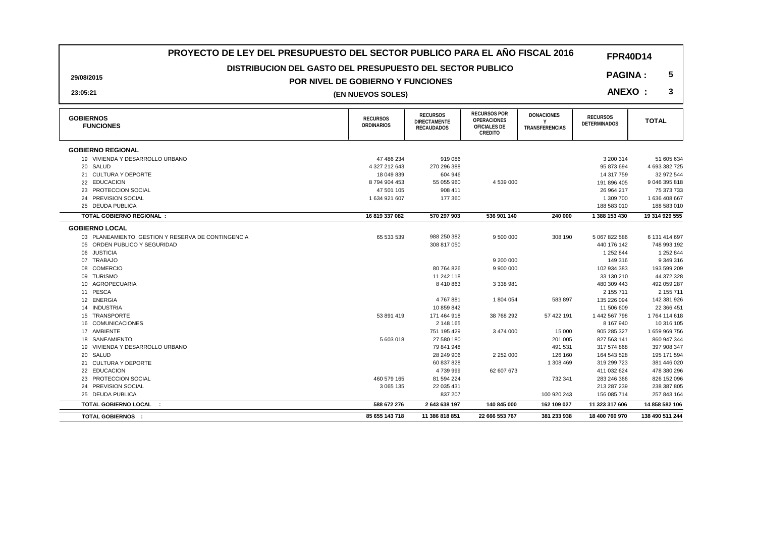# PROYECTO DE LEY DEL PRESUPUESTO DEL SECTOR PUBLICO PARA EL AÑO FISCAL 2016

**FPR40D14**

## DISTRIBUCION DEL GASTO DEL PRESUPUESTO DEL SECTOR PUBLICO
## POR NIVEL DE GOBIERNO Y FUNCIONES
### (EN NUEVOS SOLES)

29/08/2015

23:05:21

**PAGINA :** 5

**ANEXO :** 3

| GOBIERNOS / FUNCIONES | RECURSOS ORDINARIOS | RECURSOS DIRECTAMENTE RECAUDADOS | RECURSOS POR OPERACIONES OFICIALES DE CREDITO | DONACIONES Y TRANSFERENCIAS | RECURSOS DETERMINADOS | TOTAL |
|---|---|---|---|---|---|---|
| **GOBIERNO REGIONAL** | | | | | | |
| 19 VIVIENDA Y DESARROLLO URBANO | 47 486 234 | 919 086 | | | 3 200 314 | 51 605 634 |
| 20 SALUD | 4 327 212 643 | 270 296 388 | | | 95 873 694 | 4 693 382 725 |
| 21 CULTURA Y DEPORTE | 18 049 839 | 604 946 | | | 14 317 759 | 32 972 544 |
| 22 EDUCACION | 8 794 904 453 | 55 055 960 | 4 539 000 | | 191 896 405 | 9 046 395 818 |
| 23 PROTECCION SOCIAL | 47 501 105 | 908 411 | | | 26 964 217 | 75 373 733 |
| 24 PREVISION SOCIAL | 1 634 921 607 | 177 360 | | | 1 309 700 | 1 636 408 667 |
| 25 DEUDA PUBLICA | | | | | 188 583 010 | 188 583 010 |
| **TOTAL GOBIERNO REGIONAL :** | **16 819 337 082** | **570 297 903** | **536 901 140** | **240 000** | **1 388 153 430** | **19 314 929 555** |
| **GOBIERNO LOCAL** | | | | | | |
| 03 PLANEAMIENTO, GESTION Y RESERVA DE CONTINGENCIA | 65 533 539 | 988 250 382 | 9 500 000 | 308 190 | 5 067 822 586 | 6 131 414 697 |
| 05 ORDEN PUBLICO Y SEGURIDAD | | 308 817 050 | | | 440 176 142 | 748 993 192 |
| 06 JUSTICIA | | | | | 1 252 844 | 1 252 844 |
| 07 TRABAJO | | | 9 200 000 | | 149 316 | 9 349 316 |
| 08 COMERCIO | | 80 764 826 | 9 900 000 | | 102 934 383 | 193 599 209 |
| 09 TURISMO | | 11 242 118 | | | 33 130 210 | 44 372 328 |
| 10 AGROPECUARIA | | 8 410 863 | 3 338 981 | | 480 309 443 | 492 059 287 |
| 11 PESCA | | | | | 2 155 711 | 2 155 711 |
| 12 ENERGIA | | 4 767 881 | 1 804 054 | 583 897 | 135 226 094 | 142 381 926 |
| 14 INDUSTRIA | | 10 859 842 | | | 11 506 609 | 22 366 451 |
| 15 TRANSPORTE | 53 891 419 | 171 464 918 | 38 768 292 | 57 422 191 | 1 442 567 798 | 1 764 114 618 |
| 16 COMUNICACIONES | | 2 148 165 | | | 8 167 940 | 10 316 105 |
| 17 AMBIENTE | | 751 195 429 | 3 474 000 | 15 000 | 905 285 327 | 1 659 969 756 |
| 18 SANEAMIENTO | 5 603 018 | 27 580 180 | | 201 005 | 827 563 141 | 860 947 344 |
| 19 VIVIENDA Y DESARROLLO URBANO | | 79 841 948 | | 491 531 | 317 574 868 | 397 908 347 |
| 20 SALUD | | 28 249 906 | 2 252 000 | 126 160 | 164 543 528 | 195 171 594 |
| 21 CULTURA Y DEPORTE | | 60 837 828 | | 1 308 469 | 319 299 723 | 381 446 020 |
| 22 EDUCACION | | 4 739 999 | 62 607 673 | | 411 032 624 | 478 380 296 |
| 23 PROTECCION SOCIAL | 460 579 165 | 81 594 224 | | 732 341 | 283 246 366 | 826 152 096 |
| 24 PREVISION SOCIAL | 3 065 135 | 22 035 431 | | | 213 287 239 | 238 387 805 |
| 25 DEUDA PUBLICA | | 837 207 | | 100 920 243 | 156 085 714 | 257 843 164 |
| **TOTAL GOBIERNO LOCAL :** | **588 672 276** | **2 643 638 197** | **140 845 000** | **162 109 027** | **11 323 317 606** | **14 858 582 106** |
| **TOTAL GOBIERNOS :** | **85 655 143 718** | **11 386 818 851** | **22 666 553 767** | **381 233 938** | **18 400 760 970** | **138 490 511 244** |